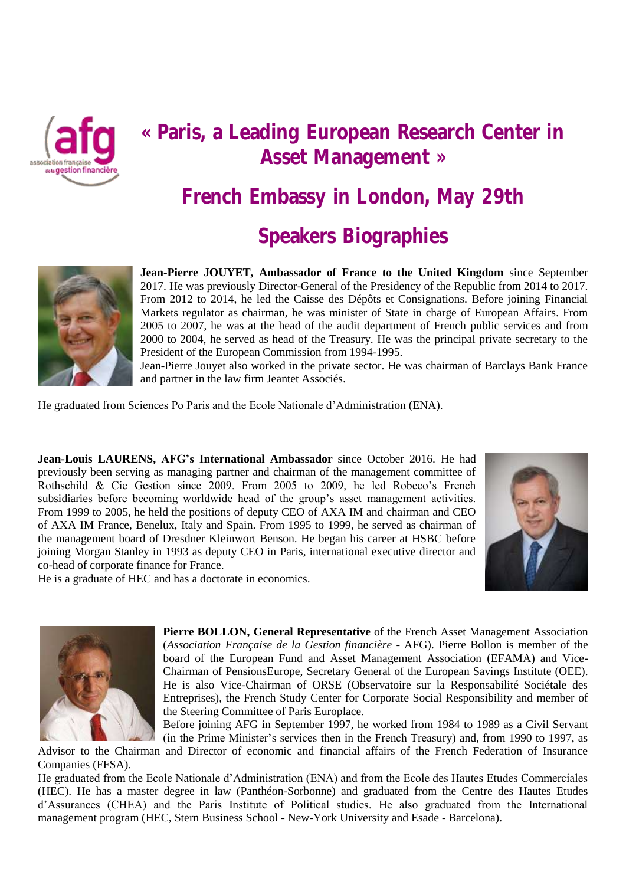# « Paris, a Leading European Research Center in Asset Management »

## French Embassy in London, May 29th

## Speakers Biographies

**Jean-Pierre JOUYET, Ambassador of France to the United Kingdom** since September 2017. He was previously Director-General of the Presidency of the Republic from 2014 to 2017. From 2012 to 2014, he led the Caisse des Dépôts et Consignations. Before joining Financial Markets regulator as chairman, he was minister of State in charge of European Affairs. From 2005 to 2007, he was at the head of the audit department of French public services and from 2000 to 2004, he served as head of the Treasury. He was the principal private secretary to the President of the European Commission from 1994-1995.

Jean-Pierre Jouyet also worked in the private sector. He was chairman of Barclays Bank France and partner in the law firm Jeantet Associés.

He graduated from Sciences Po Paris and the Ecole Nationale d'Administration (ENA).

**Jean-Louis LAURENS, AFG's International Ambassador** since October 2016. He had previously been serving as managing partner and chairman of the management committee of Rothschild & Cie Gestion since 2009. From 2005 to 2009, he led Robeco's French subsidiaries before becoming worldwide head of the group's asset management activities. From 1999 to 2005, he held the positions of deputy CEO of AXA IM and chairman and CEO of AXA IM France, Benelux, Italy and Spain. From 1995 to 1999, he served as chairman of the management board of Dresdner Kleinwort Benson. He began his career at HSBC before joining Morgan Stanley in 1993 as deputy CEO in Paris, international executive director and co-head of corporate finance for France.

He is a graduate of HEC and has a doctorate in economics.

**Pierre BOLLON, General Representative** of the French Asset Management Association (*Association Française de la Gestion financière* - AFG). Pierre Bollon is member of the board of the European Fund and Asset Management Association (EFAMA) and Vice-Chairman of PensionsEurope, Secretary General of the European Savings Institute (OEE). He is also Vice-Chairman of ORSE (Observatoire sur la Responsabilité Sociétale des Entreprises), the French Study Center for Corporate Social Responsibility and member of the Steering Committee of Paris Europlace.

Before joining AFG in September 1997, he worked from 1984 to 1989 as a Civil Servant (in the Prime Minister's services then in the French Treasury) and, from 1990 to 1997, as Advisor to the Chairman and Director of economic and financial affairs of the French Federation of Insurance Companies (FFSA).

He graduated from the Ecole Nationale d'Administration (ENA) and from the Ecole des Hautes Etudes Commerciales (HEC). He has a master degree in law (Panthéon-Sorbonne) and graduated from the Centre des Hautes Etudes d'Assurances (CHEA) and the Paris Institute of Political studies. He also graduated from the International management program (HEC, Stern Business School - New-York University and Esade - Barcelona).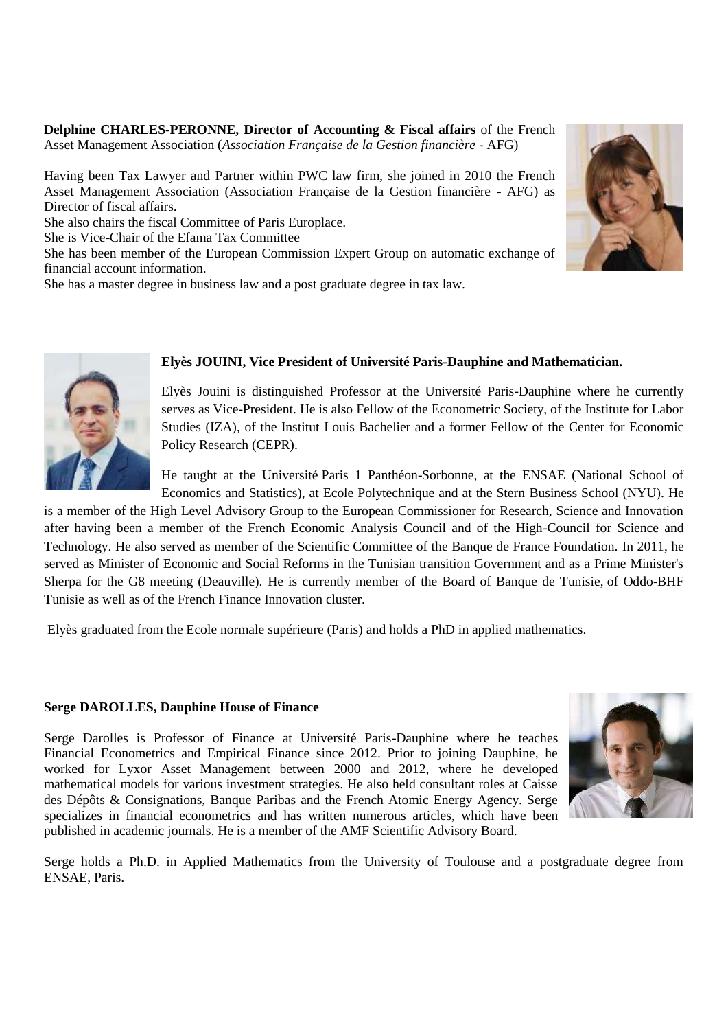**Delphine CHARLES-PERONNE, Director of Accounting & Fiscal affairs** of the French Asset Management Association (*Association Française de la Gestion financière* - AFG)

Having been Tax Lawyer and Partner within PWC law firm, she joined in 2010 the French Asset Management Association (Association Française de la Gestion financière - AFG) as Director of fiscal affairs.

She also chairs the fiscal Committee of Paris Europlace.

She is Vice-Chair of the Efama Tax Committee

She has been member of the European Commission Expert Group on automatic exchange of financial account information.

She has a master degree in business law and a post graduate degree in tax law.

**Elyès JOUINI, Vice President of Université Paris-Dauphine and Mathematician.**

Elyès Jouini is distinguished Professor at the Université Paris-Dauphine where he currently serves as Vice-President. He is also Fellow of the Econometric Society, of the Institute for Labor Studies (IZA), of the Institut Louis Bachelier and a former Fellow of the Center for Economic Policy Research (CEPR).

He taught at the Université Paris 1 Panthéon-Sorbonne, at the ENSAE (National School of Economics and Statistics), at Ecole Polytechnique and at the Stern Business School (NYU). He is a member of the High Level Advisory Group to the European Commissioner for Research, Science and Innovation after having been a member of the French Economic Analysis Council and of the High-Council for Science and Technology. He also served as member of the Scientific Committee of the Banque de France Foundation. In 2011, he served as Minister of Economic and Social Reforms in the Tunisian transition Government and as a Prime Minister's Sherpa for the G8 meeting (Deauville). He is currently member of the Board of Banque de Tunisie, of Oddo-BHF Tunisie as well as of the French Finance Innovation cluster.

Elyès graduated from the Ecole normale supérieure (Paris) and holds a PhD in applied mathematics.

**Serge DAROLLES, Dauphine House of Finance**

Serge Darolles is Professor of Finance at Université Paris-Dauphine where he teaches Financial Econometrics and Empirical Finance since 2012. Prior to joining Dauphine, he worked for Lyxor Asset Management between 2000 and 2012, where he developed mathematical models for various investment strategies. He also held consultant roles at Caisse des Dépôts & Consignations, Banque Paribas and the French Atomic Energy Agency. Serge specializes in financial econometrics and has written numerous articles, which have been published in academic journals. He is a member of the AMF Scientific Advisory Board.

Serge holds a Ph.D. in Applied Mathematics from the University of Toulouse and a postgraduate degree from ENSAE, Paris.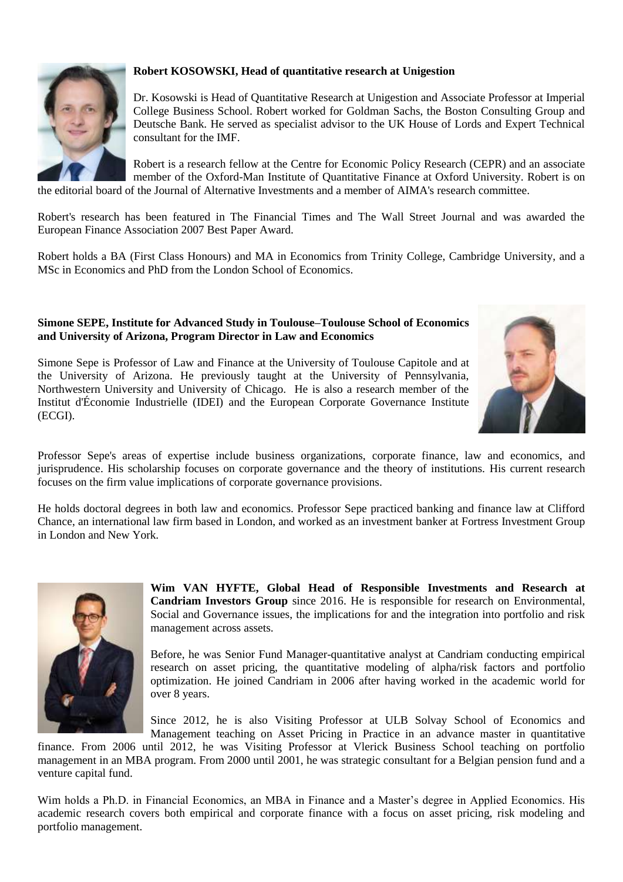**Robert KOSOWSKI, Head of quantitative research at Unigestion**

Dr. Kosowski is Head of Quantitative Research at Unigestion and Associate Professor at Imperial College Business School. Robert worked for Goldman Sachs, the Boston Consulting Group and Deutsche Bank. He served as specialist advisor to the UK House of Lords and Expert Technical consultant for the IMF.

Robert is a research fellow at the Centre for Economic Policy Research (CEPR) and an associate member of the Oxford-Man Institute of Quantitative Finance at Oxford University. Robert is on the editorial board of the Journal of Alternative Investments and a member of AIMA's research committee.

Robert's research has been featured in The Financial Times and The Wall Street Journal and was awarded the European Finance Association 2007 Best Paper Award.

Robert holds a BA (First Class Honours) and MA in Economics from Trinity College, Cambridge University, and a MSc in Economics and PhD from the London School of Economics.

**Simone SEPE, Institute for Advanced Study in Toulouse–Toulouse School of Economics and University of Arizona, Program Director in Law and Economics**

Simone Sepe is Professor of Law and Finance at the University of Toulouse Capitole and at the University of Arizona. He previously taught at the University of Pennsylvania, Northwestern University and University of Chicago. He is also a research member of the Institut d'Économie Industrielle (IDEI) and the European Corporate Governance Institute (ECGI).

Professor Sepe's areas of expertise include business organizations, corporate finance, law and economics, and jurisprudence. His scholarship focuses on corporate governance and the theory of institutions. His current research focuses on the firm value implications of corporate governance provisions.

He holds doctoral degrees in both law and economics. Professor Sepe practiced banking and finance law at Clifford Chance, an international law firm based in London, and worked as an investment banker at Fortress Investment Group in London and New York.

**Wim VAN HYFTE, Global Head of Responsible Investments and Research at Candriam Investors Group** since 2016. He is responsible for research on Environmental, Social and Governance issues, the implications for and the integration into portfolio and risk management across assets.

Before, he was Senior Fund Manager-quantitative analyst at Candriam conducting empirical research on asset pricing, the quantitative modeling of alpha/risk factors and portfolio optimization. He joined Candriam in 2006 after having worked in the academic world for over 8 years.

Since 2012, he is also Visiting Professor at ULB Solvay School of Economics and Management teaching on Asset Pricing in Practice in an advance master in quantitative finance. From 2006 until 2012, he was Visiting Professor at Vlerick Business School teaching on portfolio management in an MBA program. From 2000 until 2001, he was strategic consultant for a Belgian pension fund and a venture capital fund.

Wim holds a Ph.D. in Financial Economics, an MBA in Finance and a Master's degree in Applied Economics. His academic research covers both empirical and corporate finance with a focus on asset pricing, risk modeling and portfolio management.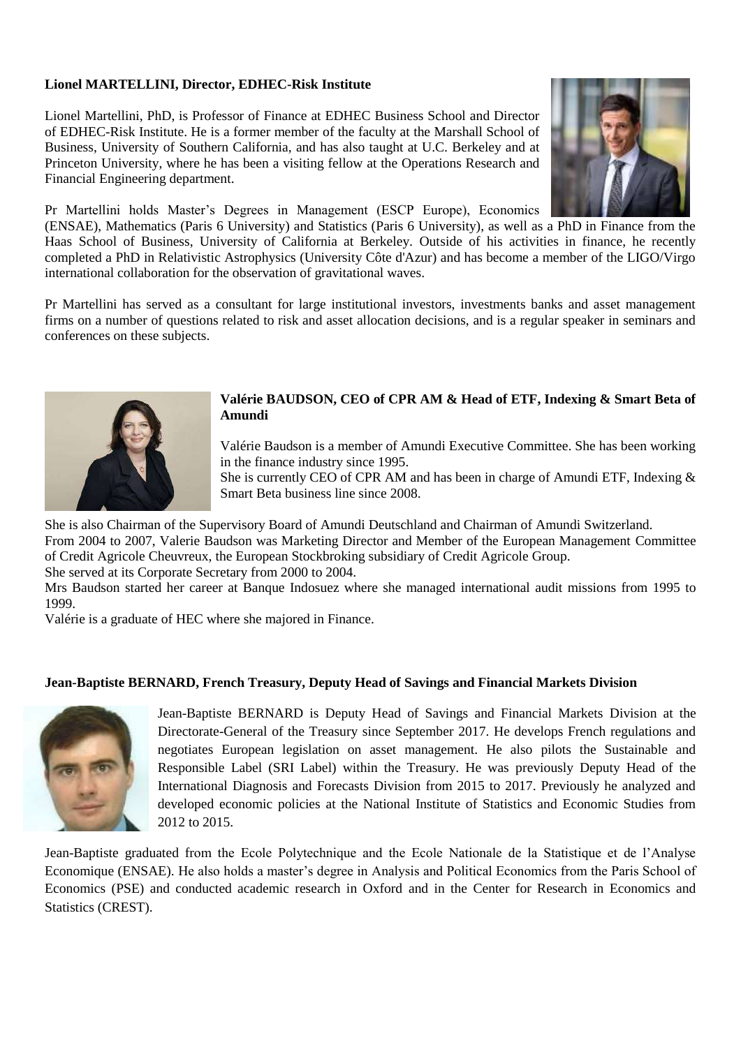**Lionel MARTELLINI, Director, EDHEC-Risk Institute**

Lionel Martellini, PhD, is Professor of Finance at EDHEC Business School and Director of EDHEC-Risk Institute. He is a former member of the faculty at the Marshall School of Business, University of Southern California, and has also taught at U.C. Berkeley and at Princeton University, where he has been a visiting fellow at the Operations Research and Financial Engineering department.

Pr Martellini holds Master's Degrees in Management (ESCP Europe), Economics (ENSAE), Mathematics (Paris 6 University) and Statistics (Paris 6 University), as well as a PhD in Finance from the Haas School of Business, University of California at Berkeley. Outside of his activities in finance, he recently completed a PhD in Relativistic Astrophysics (University Côte d'Azur) and has become a member of the LIGO/Virgo international collaboration for the observation of gravitational waves.

Pr Martellini has served as a consultant for large institutional investors, investments banks and asset management firms on a number of questions related to risk and asset allocation decisions, and is a regular speaker in seminars and conferences on these subjects.

**Valérie BAUDSON, CEO of CPR AM & Head of ETF, Indexing & Smart Beta of Amundi**

Valérie Baudson is a member of Amundi Executive Committee. She has been working in the finance industry since 1995.
She is currently CEO of CPR AM and has been in charge of Amundi ETF, Indexing & Smart Beta business line since 2008.

She is also Chairman of the Supervisory Board of Amundi Deutschland and Chairman of Amundi Switzerland.
From 2004 to 2007, Valerie Baudson was Marketing Director and Member of the European Management Committee of Credit Agricole Cheuvreux, the European Stockbroking subsidiary of Credit Agricole Group.
She served at its Corporate Secretary from 2000 to 2004.
Mrs Baudson started her career at Banque Indosuez where she managed international audit missions from 1995 to 1999.
Valérie is a graduate of HEC where she majored in Finance.

**Jean-Baptiste BERNARD, French Treasury, Deputy Head of Savings and Financial Markets Division**

Jean-Baptiste BERNARD is Deputy Head of Savings and Financial Markets Division at the Directorate-General of the Treasury since September 2017. He develops French regulations and negotiates European legislation on asset management. He also pilots the Sustainable and Responsible Label (SRI Label) within the Treasury. He was previously Deputy Head of the International Diagnosis and Forecasts Division from 2015 to 2017. Previously he analyzed and developed economic policies at the National Institute of Statistics and Economic Studies from 2012 to 2015.

Jean-Baptiste graduated from the Ecole Polytechnique and the Ecole Nationale de la Statistique et de l'Analyse Economique (ENSAE). He also holds a master's degree in Analysis and Political Economics from the Paris School of Economics (PSE) and conducted academic research in Oxford and in the Center for Research in Economics and Statistics (CREST).